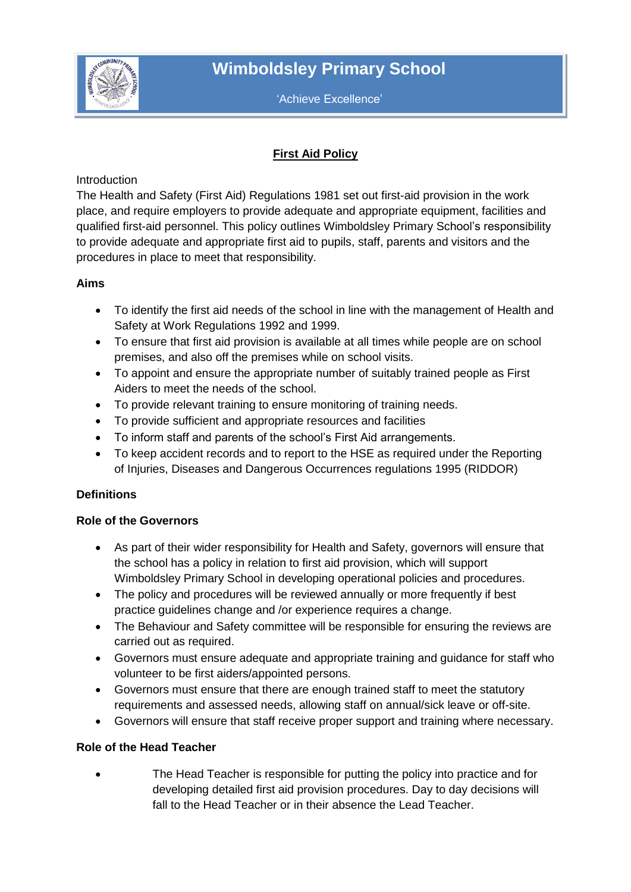# Wimboldsley Primary School

'Achieve Excellence'

## First Aid Policy

Introduction

The Health and Safety (First Aid) Regulations 1981 set out first-aid provision in the work place, and require employers to provide adequate and appropriate equipment, facilities and qualified first-aid personnel. This policy outlines Wimboldsley Primary School's responsibility to provide adequate and appropriate first aid to pupils, staff, parents and visitors and the procedures in place to meet that responsibility.

**Aims**

- To identify the first aid needs of the school in line with the management of Health and Safety at Work Regulations 1992 and 1999.
- To ensure that first aid provision is available at all times while people are on school premises, and also off the premises while on school visits.
- To appoint and ensure the appropriate number of suitably trained people as First Aiders to meet the needs of the school.
- To provide relevant training to ensure monitoring of training needs.
- To provide sufficient and appropriate resources and facilities
- To inform staff and parents of the school's First Aid arrangements.
- To keep accident records and to report to the HSE as required under the Reporting of Injuries, Diseases and Dangerous Occurrences regulations 1995 (RIDDOR)

**Definitions**

**Role of the Governors**

- As part of their wider responsibility for Health and Safety, governors will ensure that the school has a policy in relation to first aid provision, which will support Wimboldsley Primary School in developing operational policies and procedures.
- The policy and procedures will be reviewed annually or more frequently if best practice guidelines change and /or experience requires a change.
- The Behaviour and Safety committee will be responsible for ensuring the reviews are carried out as required.
- Governors must ensure adequate and appropriate training and guidance for staff who volunteer to be first aiders/appointed persons.
- Governors must ensure that there are enough trained staff to meet the statutory requirements and assessed needs, allowing staff on annual/sick leave or off-site.
- Governors will ensure that staff receive proper support and training where necessary.

**Role of the Head Teacher**

- The Head Teacher is responsible for putting the policy into practice and for developing detailed first aid provision procedures. Day to day decisions will fall to the Head Teacher or in their absence the Lead Teacher.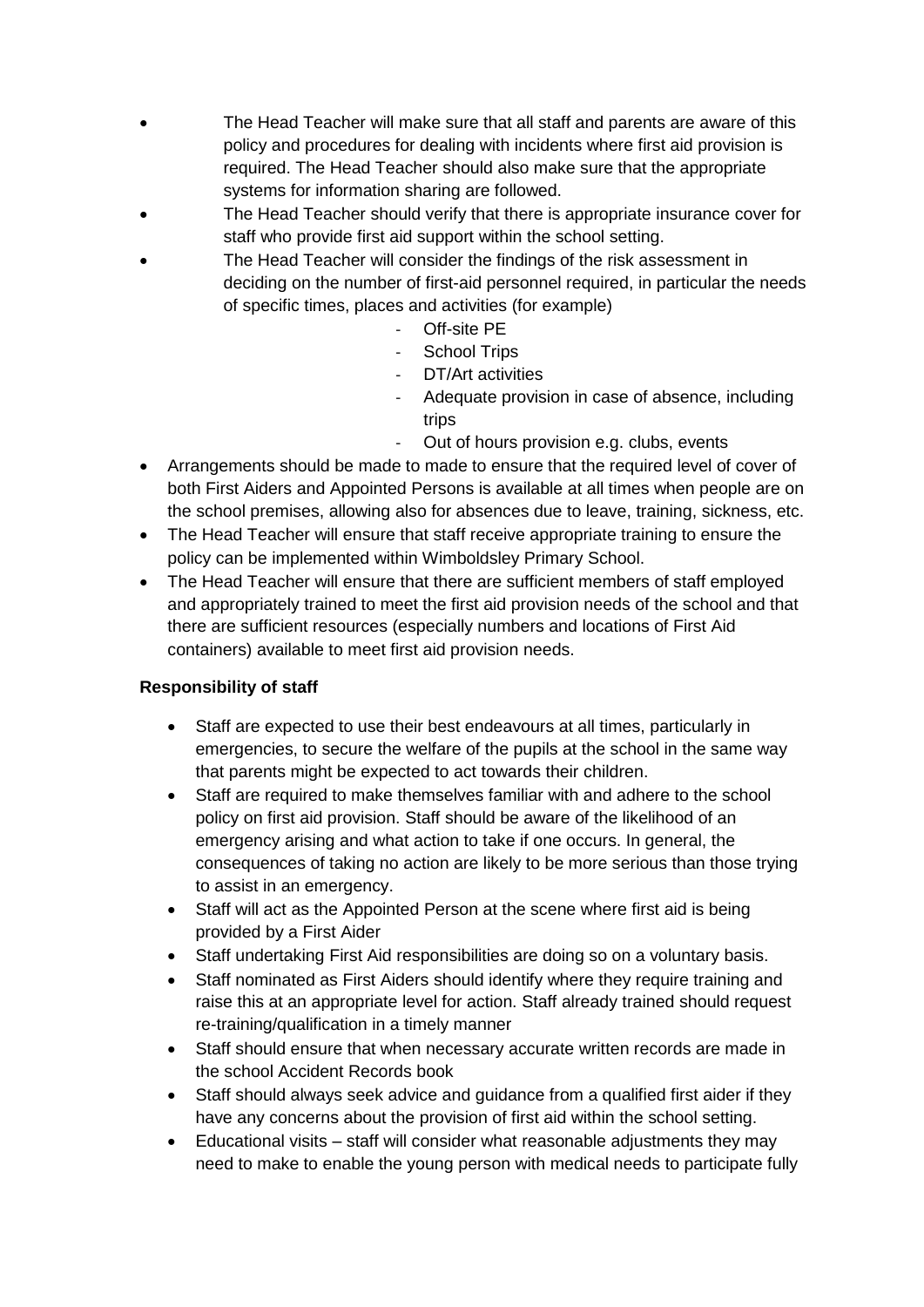- The Head Teacher will make sure that all staff and parents are aware of this policy and procedures for dealing with incidents where first aid provision is required. The Head Teacher should also make sure that the appropriate systems for information sharing are followed.
- The Head Teacher should verify that there is appropriate insurance cover for staff who provide first aid support within the school setting.
- The Head Teacher will consider the findings of the risk assessment in deciding on the number of first-aid personnel required, in particular the needs of specific times, places and activities (for example)
  - Off-site PE
  - School Trips
  - DT/Art activities
  - Adequate provision in case of absence, including trips
  - Out of hours provision e.g. clubs, events
- Arrangements should be made to made to ensure that the required level of cover of both First Aiders and Appointed Persons is available at all times when people are on the school premises, allowing also for absences due to leave, training, sickness, etc.
- The Head Teacher will ensure that staff receive appropriate training to ensure the policy can be implemented within Wimboldsley Primary School.
- The Head Teacher will ensure that there are sufficient members of staff employed and appropriately trained to meet the first aid provision needs of the school and that there are sufficient resources (especially numbers and locations of First Aid containers) available to meet first aid provision needs.

**Responsibility of staff**

- Staff are expected to use their best endeavours at all times, particularly in emergencies, to secure the welfare of the pupils at the school in the same way that parents might be expected to act towards their children.
- Staff are required to make themselves familiar with and adhere to the school policy on first aid provision. Staff should be aware of the likelihood of an emergency arising and what action to take if one occurs. In general, the consequences of taking no action are likely to be more serious than those trying to assist in an emergency.
- Staff will act as the Appointed Person at the scene where first aid is being provided by a First Aider
- Staff undertaking First Aid responsibilities are doing so on a voluntary basis.
- Staff nominated as First Aiders should identify where they require training and raise this at an appropriate level for action. Staff already trained should request re-training/qualification in a timely manner
- Staff should ensure that when necessary accurate written records are made in the school Accident Records book
- Staff should always seek advice and guidance from a qualified first aider if they have any concerns about the provision of first aid within the school setting.
- Educational visits – staff will consider what reasonable adjustments they may need to make to enable the young person with medical needs to participate fully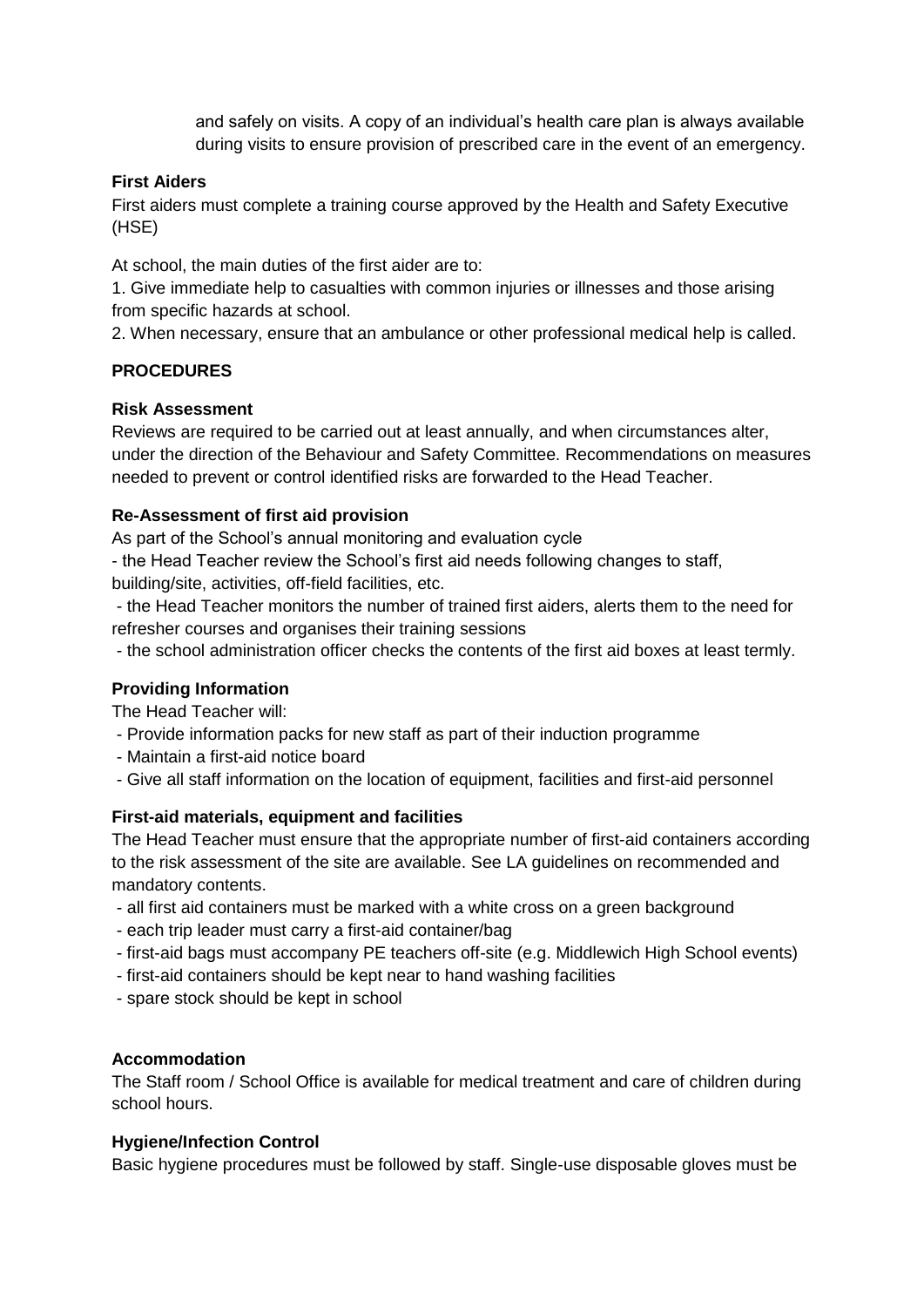and safely on visits. A copy of an individual's health care plan is always available during visits to ensure provision of prescribed care in the event of an emergency.

**First Aiders**

First aiders must complete a training course approved by the Health and Safety Executive (HSE)

At school, the main duties of the first aider are to:

1. Give immediate help to casualties with common injuries or illnesses and those arising from specific hazards at school.
2. When necessary, ensure that an ambulance or other professional medical help is called.

**PROCEDURES**

**Risk Assessment**

Reviews are required to be carried out at least annually, and when circumstances alter, under the direction of the Behaviour and Safety Committee. Recommendations on measures needed to prevent or control identified risks are forwarded to the Head Teacher.

**Re-Assessment of first aid provision**

As part of the School's annual monitoring and evaluation cycle

- the Head Teacher review the School's first aid needs following changes to staff, building/site, activities, off-field facilities, etc.
- the Head Teacher monitors the number of trained first aiders, alerts them to the need for refresher courses and organises their training sessions
- the school administration officer checks the contents of the first aid boxes at least termly.

**Providing Information**

The Head Teacher will:

- Provide information packs for new staff as part of their induction programme
- Maintain a first-aid notice board
- Give all staff information on the location of equipment, facilities and first-aid personnel

**First-aid materials, equipment and facilities**

The Head Teacher must ensure that the appropriate number of first-aid containers according to the risk assessment of the site are available. See LA guidelines on recommended and mandatory contents.

- all first aid containers must be marked with a white cross on a green background
- each trip leader must carry a first-aid container/bag
- first-aid bags must accompany PE teachers off-site (e.g. Middlewich High School events)
- first-aid containers should be kept near to hand washing facilities
- spare stock should be kept in school

**Accommodation**

The Staff room / School Office is available for medical treatment and care of children during school hours.

**Hygiene/Infection Control**

Basic hygiene procedures must be followed by staff. Single-use disposable gloves must be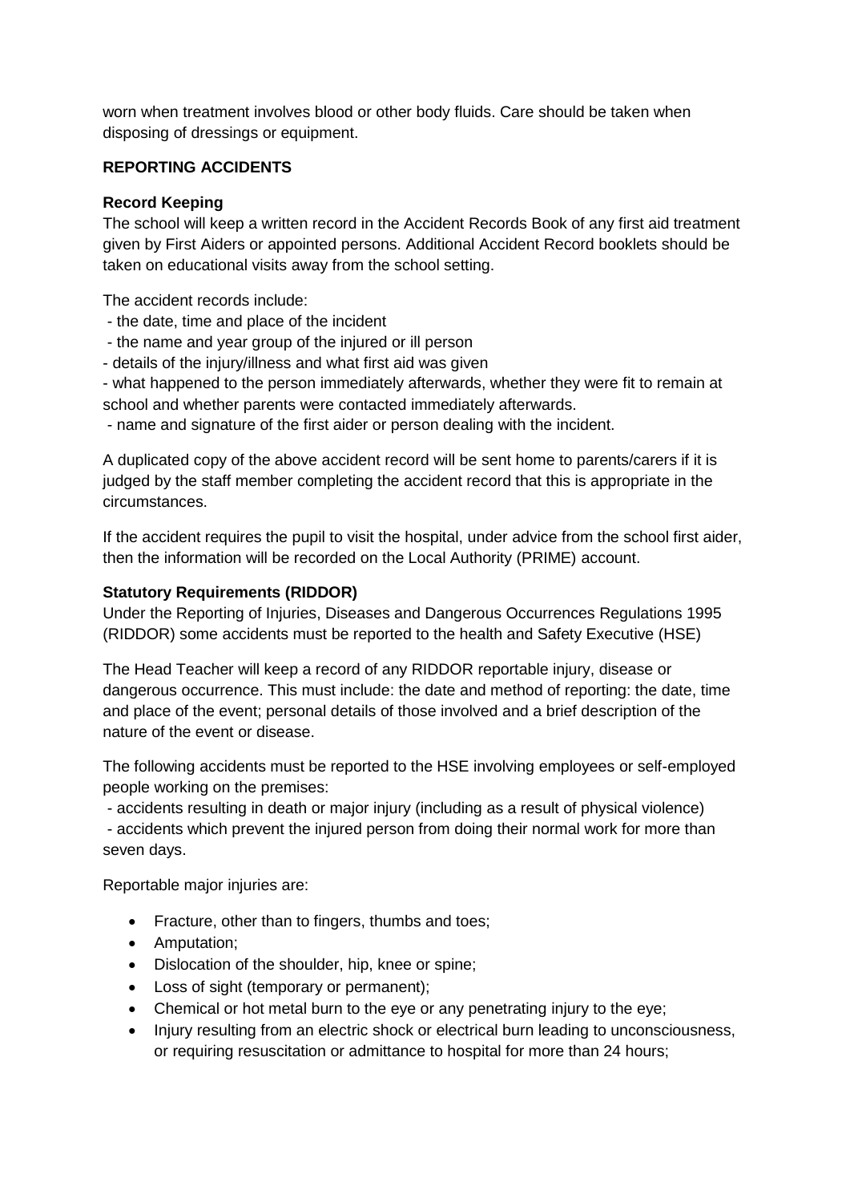worn when treatment involves blood or other body fluids. Care should be taken when disposing of dressings or equipment.

## REPORTING ACCIDENTS

### Record Keeping

The school will keep a written record in the Accident Records Book of any first aid treatment given by First Aiders or appointed persons. Additional Accident Record booklets should be taken on educational visits away from the school setting.

The accident records include:

- the date, time and place of the incident
- the name and year group of the injured or ill person
- details of the injury/illness and what first aid was given
- what happened to the person immediately afterwards, whether they were fit to remain at school and whether parents were contacted immediately afterwards.
- name and signature of the first aider or person dealing with the incident.

A duplicated copy of the above accident record will be sent home to parents/carers if it is judged by the staff member completing the accident record that this is appropriate in the circumstances.

If the accident requires the pupil to visit the hospital, under advice from the school first aider, then the information will be recorded on the Local Authority (PRIME) account.

### Statutory Requirements (RIDDOR)

Under the Reporting of Injuries, Diseases and Dangerous Occurrences Regulations 1995 (RIDDOR) some accidents must be reported to the health and Safety Executive (HSE)

The Head Teacher will keep a record of any RIDDOR reportable injury, disease or dangerous occurrence. This must include: the date and method of reporting: the date, time and place of the event; personal details of those involved and a brief description of the nature of the event or disease.

The following accidents must be reported to the HSE involving employees or self-employed people working on the premises:

- accidents resulting in death or major injury (including as a result of physical violence)
- accidents which prevent the injured person from doing their normal work for more than seven days.

Reportable major injuries are:

- Fracture, other than to fingers, thumbs and toes;
- Amputation;
- Dislocation of the shoulder, hip, knee or spine;
- Loss of sight (temporary or permanent);
- Chemical or hot metal burn to the eye or any penetrating injury to the eye;
- Injury resulting from an electric shock or electrical burn leading to unconsciousness, or requiring resuscitation or admittance to hospital for more than 24 hours;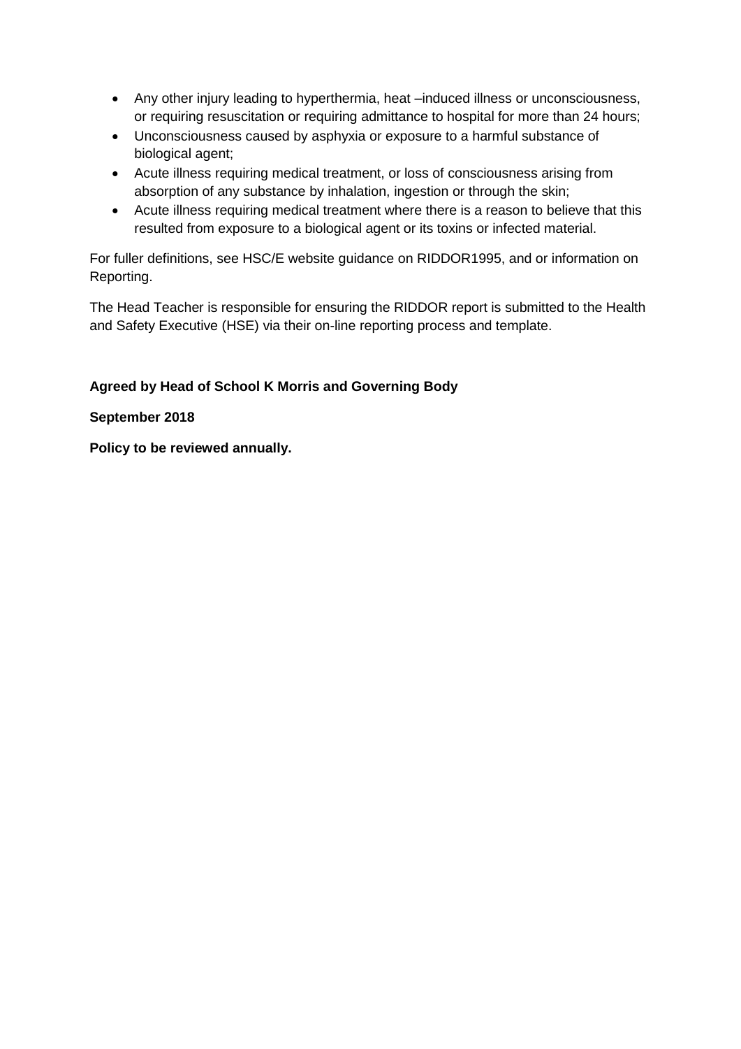- Any other injury leading to hyperthermia, heat –induced illness or unconsciousness, or requiring resuscitation or requiring admittance to hospital for more than 24 hours;
- Unconsciousness caused by asphyxia or exposure to a harmful substance of biological agent;
- Acute illness requiring medical treatment, or loss of consciousness arising from absorption of any substance by inhalation, ingestion or through the skin;
- Acute illness requiring medical treatment where there is a reason to believe that this resulted from exposure to a biological agent or its toxins or infected material.

For fuller definitions, see HSC/E website guidance on RIDDOR1995, and or information on Reporting.

The Head Teacher is responsible for ensuring the RIDDOR report is submitted to the Health and Safety Executive (HSE) via their on-line reporting process and template.

**Agreed by Head of School K Morris and Governing Body**

**September 2018**

**Policy to be reviewed annually.**